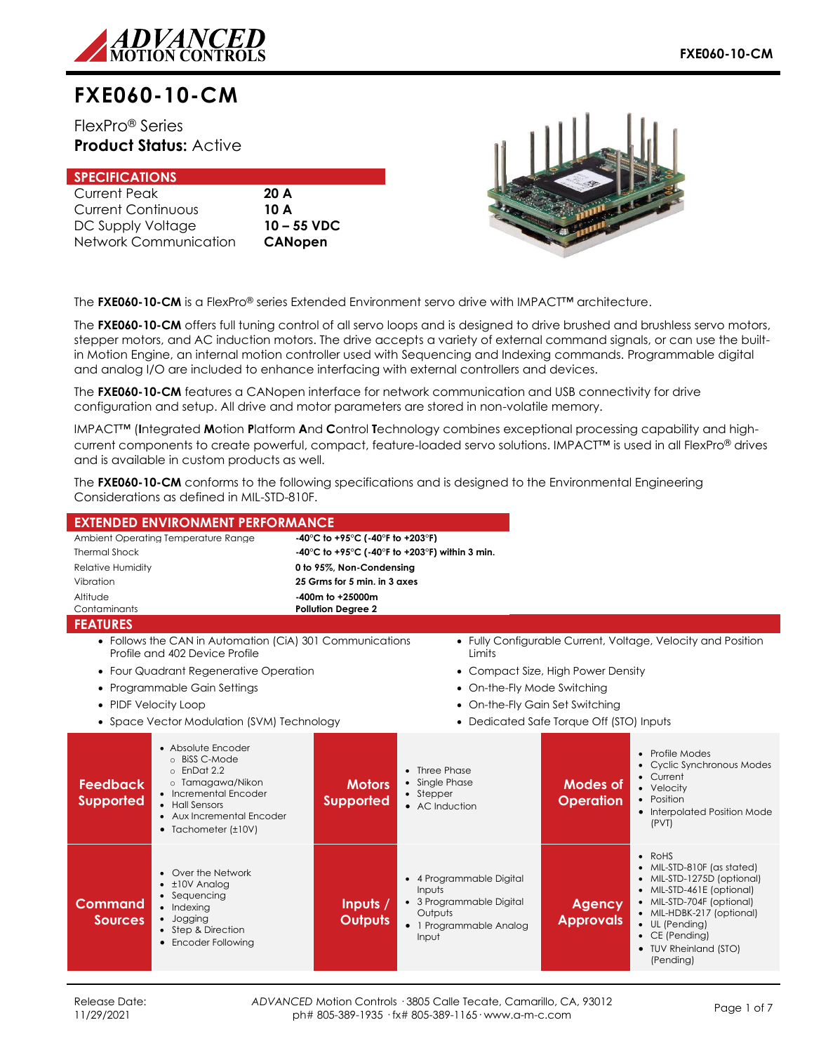# FXE060-10-CM

FlexPro® Series
**Product Status:** Active

## SPECIFICATIONS

| | |
|---|---|
| Current Peak | **20 A** |
| Current Continuous | **10 A** |
| DC Supply Voltage | **10 – 55 VDC** |
| Network Communication | **CANopen** |

The **FXE060-10-CM** is a FlexPro® series Extended Environment servo drive with IMPACT™ architecture.

The **FXE060-10-CM** offers full tuning control of all servo loops and is designed to drive brushed and brushless servo motors, stepper motors, and AC induction motors. The drive accepts a variety of external command signals, or can use the built-in Motion Engine, an internal motion controller used with Sequencing and Indexing commands. Programmable digital and analog I/O are included to enhance interfacing with external controllers and devices.

The **FXE060-10-CM** features a CANopen interface for network communication and USB connectivity for drive configuration and setup. All drive and motor parameters are stored in non-volatile memory.

IMPACT™ (**I**ntegrated **M**otion **P**latform **A**nd **C**ontrol **T**echnology combines exceptional processing capability and high-current components to create powerful, compact, feature-loaded servo solutions. IMPACT™ is used in all FlexPro® drives and is available in custom products as well.

The **FXE060-10-CM** conforms to the following specifications and is designed to the Environmental Engineering Considerations as defined in MIL-STD-810F.

## EXTENDED ENVIRONMENT PERFORMANCE

| | |
|---|---|
| Ambient Operating Temperature Range | **-40°C to +95°C (-40°F to +203°F)** |
| Thermal Shock | **-40°C to +95°C (-40°F to +203°F) within 3 min.** |
| Relative Humidity | **0 to 95%, Non-Condensing** |
| Vibration | **25 Grms for 5 min. in 3 axes** |
| Altitude | **-400m to +25000m** |
| Contaminants | **Pollution Degree 2** |

## FEATURES

- Follows the CAN in Automation (CiA) 301 Communications Profile and 402 Device Profile
- Four Quadrant Regenerative Operation
- Programmable Gain Settings
- PIDF Velocity Loop
- Space Vector Modulation (SVM) Technology
- Fully Configurable Current, Voltage, Velocity and Position Limits
- Compact Size, High Power Density
- On-the-Fly Mode Switching
- On-the-Fly Gain Set Switching
- Dedicated Safe Torque Off (STO) Inputs

| | | | | | |
|---|---|---|---|---|---|
| **Feedback Supported** | • Absolute Encoder<br>  ○ BiSS C-Mode<br>  ○ EnDat 2.2<br>  ○ Tamagawa/Nikon<br>• Incremental Encoder<br>• Hall Sensors<br>• Aux Incremental Encoder<br>• Tachometer (±10V) | **Motors Supported** | • Three Phase<br>• Single Phase<br>• Stepper<br>• AC Induction | **Modes of Operation** | • Profile Modes<br>• Cyclic Synchronous Modes<br>• Current<br>• Velocity<br>• Position<br>• Interpolated Position Mode (PVT) |
| **Command Sources** | • Over the Network<br>• ±10V Analog<br>• Sequencing<br>• Indexing<br>• Jogging<br>• Step & Direction<br>• Encoder Following | **Inputs / Outputs** | • 4 Programmable Digital Inputs<br>• 3 Programmable Digital Outputs<br>• 1 Programmable Analog Input | **Agency Approvals** | • RoHS<br>• MIL-STD-810F (as stated)<br>• MIL-STD-1275D (optional)<br>• MIL-STD-461E (optional)<br>• MIL-STD-704F (optional)<br>• MIL-HDBK-217 (optional)<br>• UL (Pending)<br>• CE (Pending)<br>• TUV Rheinland (STO) (Pending) |

Release Date: 11/29/2021

*ADVANCED* Motion Controls · 3805 Calle Tecate, Camarillo, CA, 93012
ph# 805-389-1935 · fx# 805-389-1165 · www.a-m-c.com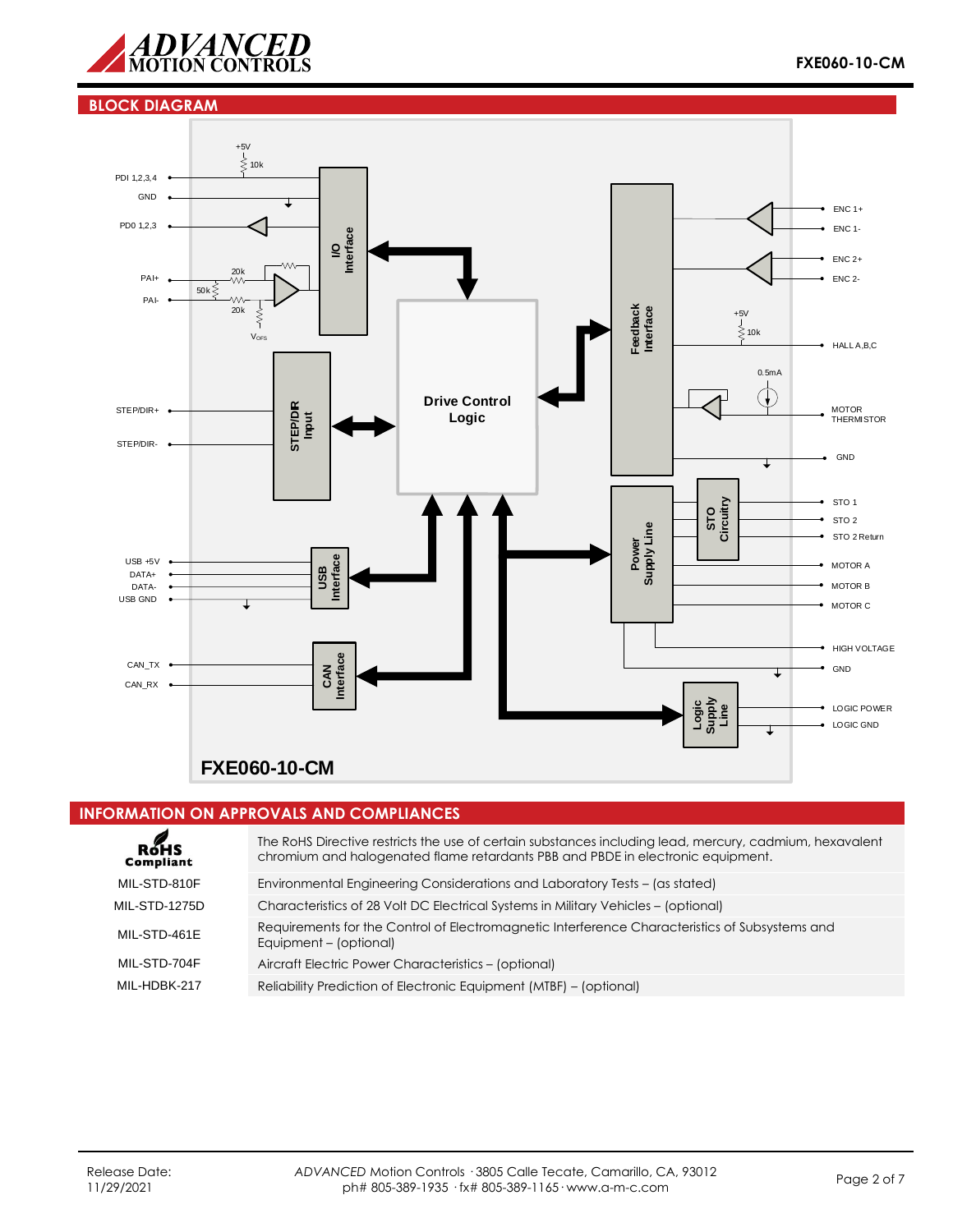## BLOCK DIAGRAM

PDI 1,2,3,4
GND
PDO 1,2,3
PAI+
PAI-
+5V
10k
20k
50k
20k
$V_{OFS}$

I/O Interface

STEP/DIR+
STEP/DIR-

STEP/DIR Input

Drive Control Logic

USB +5V
DATA+
DATA-
USB GND

USB Interface

CAN_TX
CAN_RX

CAN Interface

Feedback Interface

ENC 1+
ENC 1-
ENC 2+
ENC 2-
+5V
10k
HALL A,B,C
0.5mA
MOTOR THERMISTOR
GND

Power Supply Line

STO Circuitry

STO 1
STO 2
STO 2 Return
MOTOR A
MOTOR B
MOTOR C
HIGH VOLTAGE
GND

Logic Supply Line

LOGIC POWER
LOGIC GND

**FXE060-10-CM**

## INFORMATION ON APPROVALS AND COMPLIANCES

| | |
|---|---|
| RoHS Compliant | The RoHS Directive restricts the use of certain substances including lead, mercury, cadmium, hexavalent chromium and halogenated flame retardants PBB and PBDE in electronic equipment. |
| MIL-STD-810F | Environmental Engineering Considerations and Laboratory Tests – (as stated) |
| MIL-STD-1275D | Characteristics of 28 Volt DC Electrical Systems in Military Vehicles – (optional) |
| MIL-STD-461E | Requirements for the Control of Electromagnetic Interference Characteristics of Subsystems and Equipment – (optional) |
| MIL-STD-704F | Aircraft Electric Power Characteristics – (optional) |
| MIL-HDBK-217 | Reliability Prediction of Electronic Equipment (MTBF) – (optional) |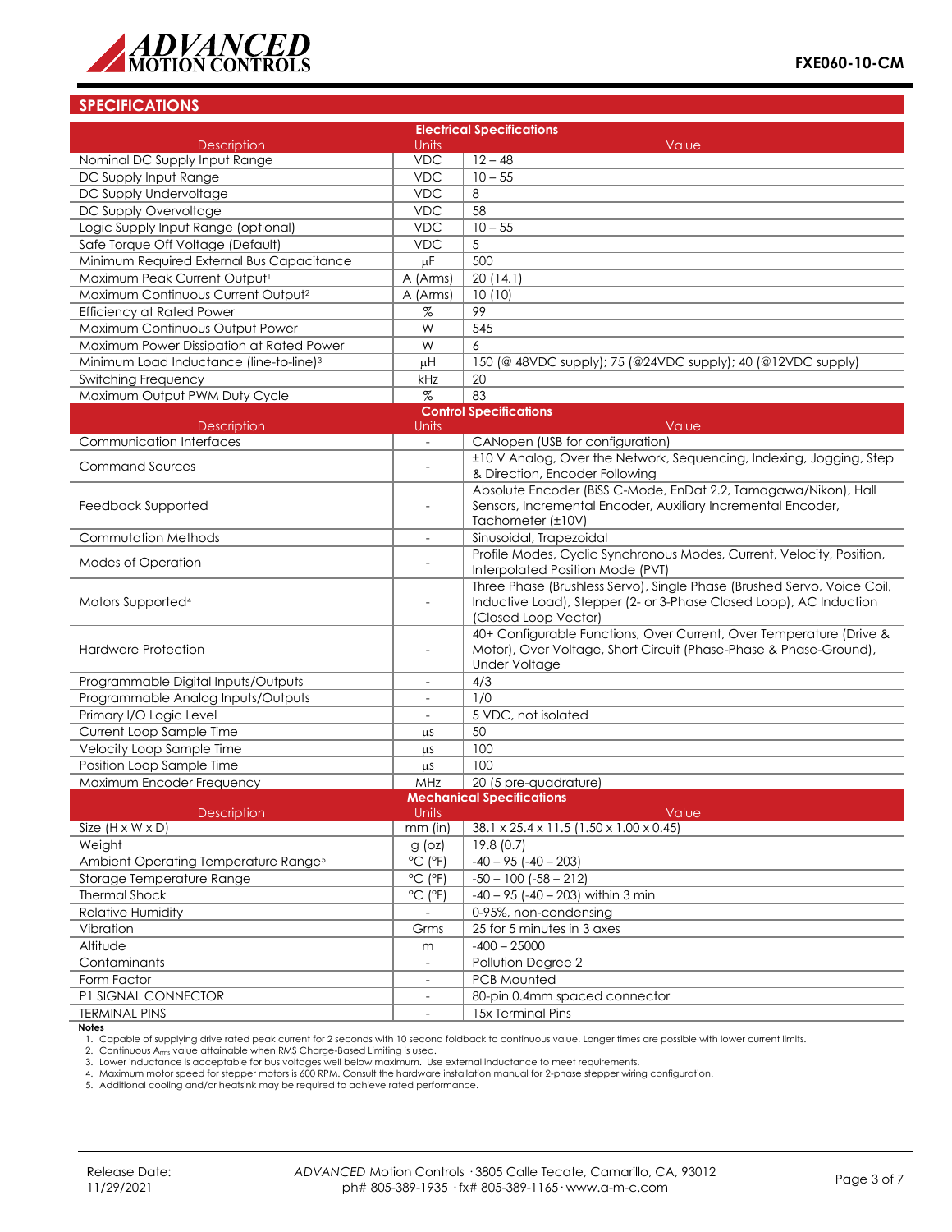## SPECIFICATIONS

| Electrical Specifications | | |
|---|---|---|
| Description | Units | Value |
| Nominal DC Supply Input Range | VDC | 12 – 48 |
| DC Supply Input Range | VDC | 10 – 55 |
| DC Supply Undervoltage | VDC | 8 |
| DC Supply Overvoltage | VDC | 58 |
| Logic Supply Input Range (optional) | VDC | 10 – 55 |
| Safe Torque Off Voltage (Default) | VDC | 5 |
| Minimum Required External Bus Capacitance | μF | 500 |
| Maximum Peak Current Output[1] | A (Arms) | 20 (14.1) |
| Maximum Continuous Current Output[2] | A (Arms) | 10 (10) |
| Efficiency at Rated Power | % | 99 |
| Maximum Continuous Output Power | W | 545 |
| Maximum Power Dissipation at Rated Power | W | 6 |
| Minimum Load Inductance (line-to-line)[3] | μH | 150 (@ 48VDC supply); 75 (@24VDC supply); 40 (@12VDC supply) |
| Switching Frequency | kHz | 20 |
| Maximum Output PWM Duty Cycle | % | 83 |

| Control Specifications | | |
|---|---|---|
| Description | Units | Value |
| Communication Interfaces | - | CANopen (USB for configuration) |
| Command Sources | - | ±10 V Analog, Over the Network, Sequencing, Indexing, Jogging, Step & Direction, Encoder Following |
| Feedback Supported | - | Absolute Encoder (BiSS C-Mode, EnDat 2.2, Tamagawa/Nikon), Hall Sensors, Incremental Encoder, Auxiliary Incremental Encoder, Tachometer (±10V) |
| Commutation Methods | - | Sinusoidal, Trapezoidal |
| Modes of Operation | - | Profile Modes, Cyclic Synchronous Modes, Current, Velocity, Position, Interpolated Position Mode (PVT) |
| Motors Supported[4] | - | Three Phase (Brushless Servo), Single Phase (Brushed Servo, Voice Coil, Inductive Load), Stepper (2- or 3-Phase Closed Loop), AC Induction (Closed Loop Vector) |
| Hardware Protection | - | 40+ Configurable Functions, Over Current, Over Temperature (Drive & Motor), Over Voltage, Short Circuit (Phase-Phase & Phase-Ground), Under Voltage |
| Programmable Digital Inputs/Outputs | - | 4/3 |
| Programmable Analog Inputs/Outputs | - | 1/0 |
| Primary I/O Logic Level | - | 5 VDC, not isolated |
| Current Loop Sample Time | μs | 50 |
| Velocity Loop Sample Time | μs | 100 |
| Position Loop Sample Time | μs | 100 |
| Maximum Encoder Frequency | MHz | 20 (5 pre-quadrature) |

| Mechanical Specifications | | |
|---|---|---|
| Description | Units | Value |
| Size (H x W x D) | mm (in) | 38.1 x 25.4 x 11.5 (1.50 x 1.00 x 0.45) |
| Weight | g (oz) | 19.8 (0.7) |
| Ambient Operating Temperature Range[5] | °C (°F) | -40 – 95 (-40 – 203) |
| Storage Temperature Range | °C (°F) | -50 – 100 (-58 – 212) |
| Thermal Shock | °C (°F) | -40 – 95 (-40 – 203) within 3 min |
| Relative Humidity | - | 0-95%, non-condensing |
| Vibration | Grms | 25 for 5 minutes in 3 axes |
| Altitude | m | -400 – 25000 |
| Contaminants | - | Pollution Degree 2 |
| Form Factor | - | PCB Mounted |
| P1 SIGNAL CONNECTOR | - | 80-pin 0.4mm spaced connector |
| TERMINAL PINS | - | 15x Terminal Pins |

**Notes**

1. Capable of supplying drive rated peak current for 2 seconds with 10 second foldback to continuous value. Longer times are possible with lower current limits.
2. Continuous $A_{rms}$ value attainable when RMS Charge-Based Limiting is used.
3. Lower inductance is acceptable for bus voltages well below maximum. Use external inductance to meet requirements.
4. Maximum motor speed for stepper motors is 600 RPM. Consult the hardware installation manual for 2-phase stepper wiring configuration.
5. Additional cooling and/or heatsink may be required to achieve rated performance.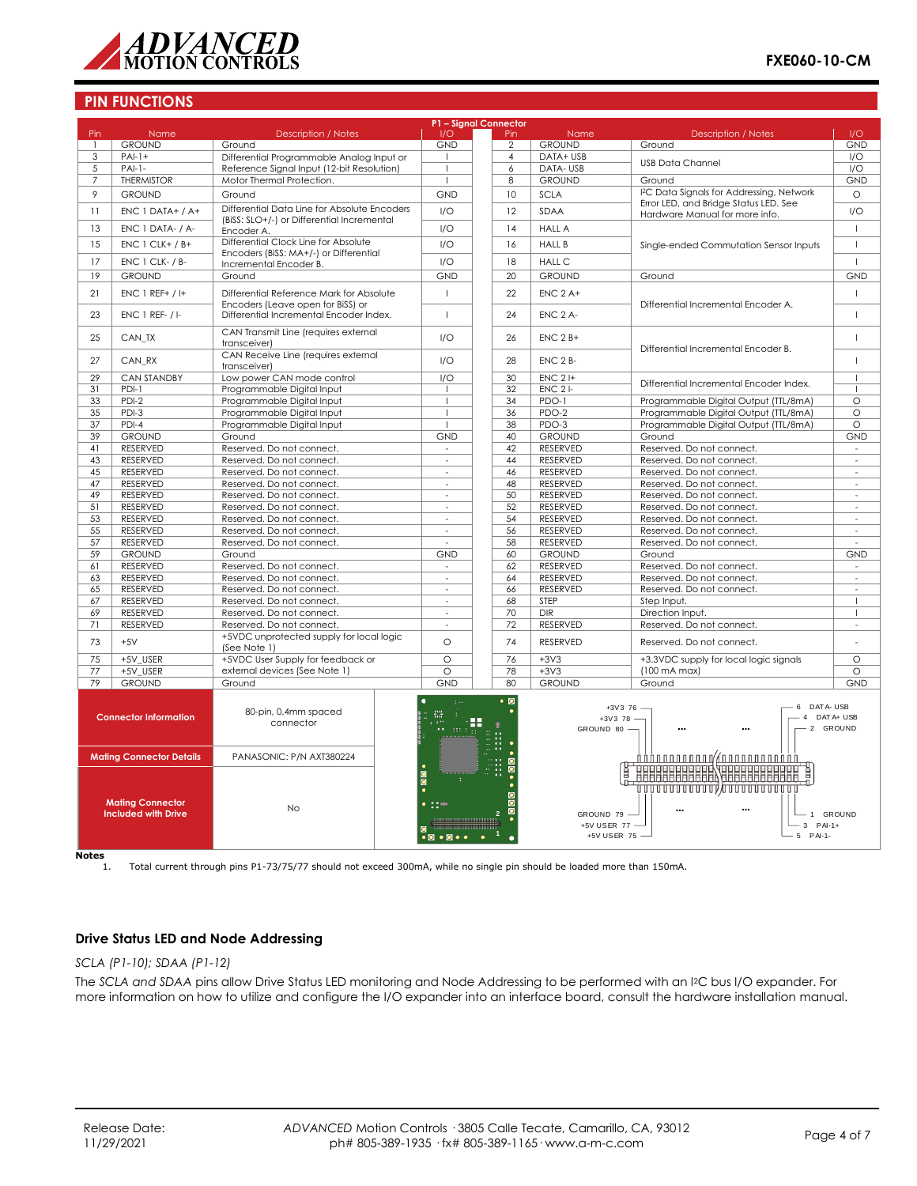## PIN FUNCTIONS

| P1 – Signal Connector | | | | | | |
|---|---|---|---|---|---|---|
| Pin | Name | Description / Notes | I/O | Pin | Name | Description / Notes | I/O |

| Pin | Name | Description / Notes | I/O | Pin | Name | Description / Notes | I/O |
|---|---|---|---|---|---|---|---|
| 1 | GROUND | Ground | GND | 2 | GROUND | Ground | GND |
| 3 | PAI-1+ | Differential Programmable Analog Input or Reference Signal Input (12-bit Resolution) | I | 4 | DATA+ USB | USB Data Channel | I/O |
| 5 | PAI-1- | | I | 6 | DATA- USB | | I/O |
| 7 | THERMISTOR | Motor Thermal Protection. | I | 8 | GROUND | Ground | GND |
| 9 | GROUND | Ground | GND | 10 | SCLA | I²C Data Signals for Addressing, Network Error LED, and Bridge Status LED. See Hardware Manual for more info. | O |
| 11 | ENC 1 DATA+ / A+ | Differential Data Line for Absolute Encoders (BiSS: SLO+/-) or Differential Incremental Encoder A. | I/O | 12 | SDAA | | I/O |
| 13 | ENC 1 DATA- / A- | | I/O | 14 | HALL A | Single-ended Commutation Sensor Inputs | I |
| 15 | ENC 1 CLK+ / B+ | Differential Clock Line for Absolute Encoders (BiSS: MA+/-) or Differential Incremental Encoder B. | I/O | 16 | HALL B | | I |
| 17 | ENC 1 CLK- / B- | | I/O | 18 | HALL C | | I |
| 19 | GROUND | Ground | GND | 20 | GROUND | Ground | GND |
| 21 | ENC 1 REF+ / I+ | Differential Reference Mark for Absolute Encoders (Leave open for BiSS) or Differential Incremental Encoder Index. | I | 22 | ENC 2 A+ | Differential Incremental Encoder A. | I |
| 23 | ENC 1 REF- / I- | | I | 24 | ENC 2 A- | | I |
| 25 | CAN_TX | CAN Transmit Line (requires external transceiver) | I/O | 26 | ENC 2 B+ | Differential Incremental Encoder B. | I |
| 27 | CAN_RX | CAN Receive Line (requires external transceiver) | I/O | 28 | ENC 2 B- | | I |
| 29 | CAN STANDBY | Low power CAN mode control | I/O | 30 | ENC 2 I+ | Differential Incremental Encoder Index. | I |
| 31 | PDI-1 | Programmable Digital Input | I | 32 | ENC 2 I- | | I |
| 33 | PDI-2 | Programmable Digital Input | I | 34 | PDO-1 | Programmable Digital Output (TTL/8mA) | O |
| 35 | PDI-3 | Programmable Digital Input | I | 36 | PDO-2 | Programmable Digital Output (TTL/8mA) | O |
| 37 | PDI-4 | Programmable Digital Input | I | 38 | PDO-3 | Programmable Digital Output (TTL/8mA) | O |
| 39 | GROUND | Ground | GND | 40 | GROUND | Ground | GND |
| 41 | RESERVED | Reserved. Do not connect. | - | 42 | RESERVED | Reserved. Do not connect. | - |
| 43 | RESERVED | Reserved. Do not connect. | - | 44 | RESERVED | Reserved. Do not connect. | - |
| 45 | RESERVED | Reserved. Do not connect. | - | 46 | RESERVED | Reserved. Do not connect. | - |
| 47 | RESERVED | Reserved. Do not connect. | - | 48 | RESERVED | Reserved. Do not connect. | - |
| 49 | RESERVED | Reserved. Do not connect. | - | 50 | RESERVED | Reserved. Do not connect. | - |
| 51 | RESERVED | Reserved. Do not connect. | - | 52 | RESERVED | Reserved. Do not connect. | - |
| 53 | RESERVED | Reserved. Do not connect. | - | 54 | RESERVED | Reserved. Do not connect. | - |
| 55 | RESERVED | Reserved. Do not connect. | - | 56 | RESERVED | Reserved. Do not connect. | - |
| 57 | RESERVED | Reserved. Do not connect. | - | 58 | RESERVED | Reserved. Do not connect. | - |
| 59 | GROUND | Ground | GND | 60 | GROUND | Ground | GND |
| 61 | RESERVED | Reserved. Do not connect. | - | 62 | RESERVED | Reserved. Do not connect. | - |
| 63 | RESERVED | Reserved. Do not connect. | - | 64 | RESERVED | Reserved. Do not connect. | - |
| 65 | RESERVED | Reserved. Do not connect. | - | 66 | RESERVED | Reserved. Do not connect. | - |
| 67 | RESERVED | Reserved. Do not connect. | - | 68 | STEP | Step Input. | I |
| 69 | RESERVED | Reserved. Do not connect. | - | 70 | DIR | Direction Input. | I |
| 71 | RESERVED | Reserved. Do not connect. | - | 72 | RESERVED | Reserved. Do not connect. | - |
| 73 | +5V | +5VDC unprotected supply for local logic (See Note 1) | O | 74 | RESERVED | Reserved. Do not connect. | - |
| 75 | +5V_USER | +5VDC User Supply for feedback or external devices (See Note 1) | O | 76 | +3V3 | +3.3VDC supply for local logic signals (100 mA max) | O |
| 77 | +5V_USER | | O | 78 | +3V3 | | O |
| 79 | GROUND | Ground | GND | 80 | GROUND | Ground | GND |

| Connector Information | 80-pin, 0.4mm spaced connector |
|---|---|
| Mating Connector Details | PANASONIC: P/N AXT380224 |
| Mating Connector Included with Drive | No |

**Notes**

1. Total current through pins P1-73/75/77 should not exceed 300mA, while no single pin should be loaded more than 150mA.

### Drive Status LED and Node Addressing

*SCLA (P1-10); SDAA (P1-12)*

The *SCLA and SDAA* pins allow Drive Status LED monitoring and Node Addressing to be performed with an I²C bus I/O expander. For more information on how to utilize and configure the I/O expander into an interface board, consult the hardware installation manual.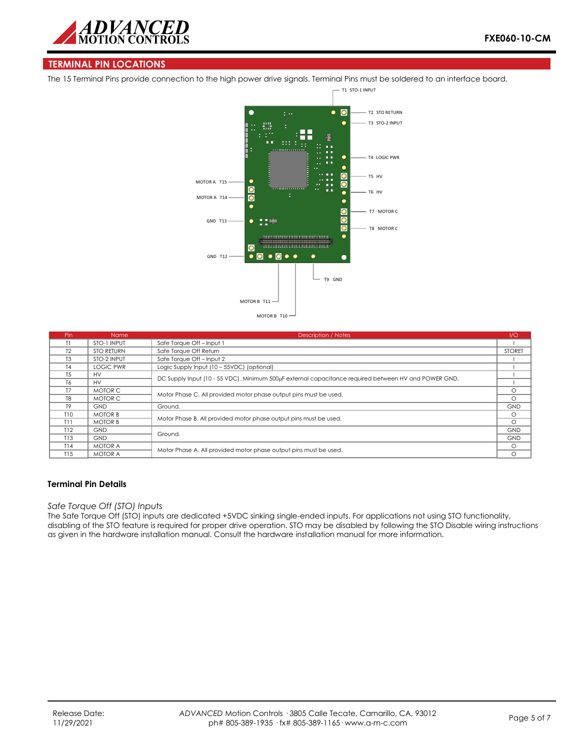## TERMINAL PIN LOCATIONS

The 15 Terminal Pins provide connection to the high power drive signals. Terminal Pins must be soldered to an interface board.

| Pin | Name | Description / Notes | I/O |
|---|---|---|---|
| T1 | STO-1 INPUT | Safe Torque Off – Input 1 | I |
| T2 | STO RETURN | Safe Torque Off Return | STORET |
| T3 | STO-2 INPUT | Safe Torque Off – Input 2 | I |
| T4 | LOGIC PWR | Logic Supply Input (10 – 55VDC) (optional) | I |
| T5 | HV | DC Supply Input (10 - 55 VDC). Minimum 500µF external capacitance required between HV and POWER GND. | I |
| T6 | HV | | I |
| T7 | MOTOR C | Motor Phase C. All provided motor phase output pins must be used. | O |
| T8 | MOTOR C | | O |
| T9 | GND | Ground. | GND |
| T10 | MOTOR B | Motor Phase B. All provided motor phase output pins must be used. | O |
| T11 | MOTOR B | | O |
| T12 | GND | Ground. | GND |
| T13 | GND | | GND |
| T14 | MOTOR A | Motor Phase A. All provided motor phase output pins must be used. | O |
| T15 | MOTOR A | | O |

### Terminal Pin Details

*Safe Torque Off (STO) Inputs*

The Safe Torque Off (STO) inputs are dedicated +5VDC sinking single-ended inputs. For applications not using STO functionality, disabling of the STO feature is required for proper drive operation. STO may be disabled by following the STO Disable wiring instructions as given in the hardware installation manual. Consult the hardware installation manual for more information.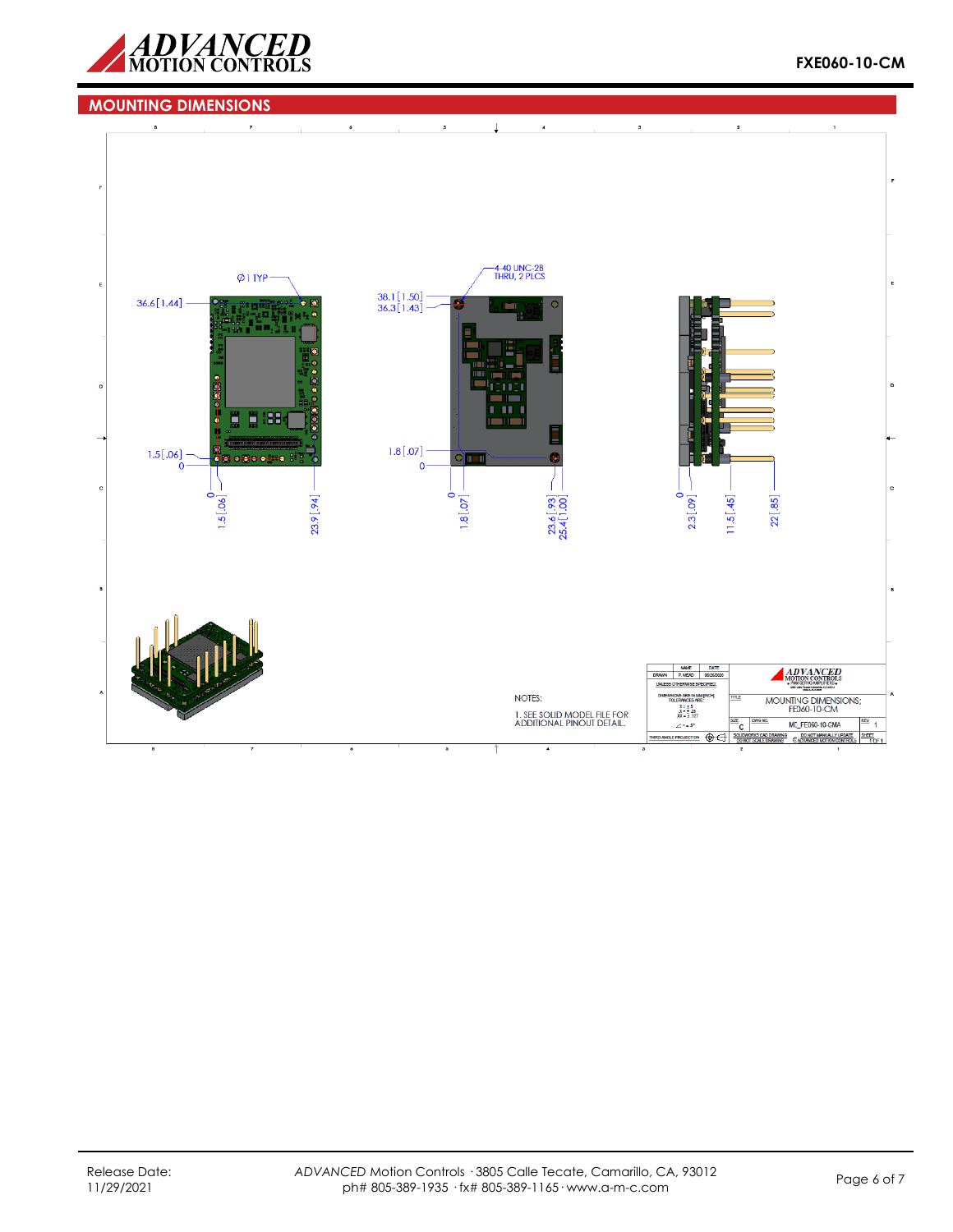## MOUNTING DIMENSIONS

Ø1 TYP

36.6 [1.44]

1.5 [.06]

0

0

1.5 [.06]

23.9 [.94]

4-40 UNC-2B THRU, 2 PLCS

38.1 [1.50]

36.3 [1.43]

1.8 [.07]

0

0

1.8 [.07]

23.6 [.93]

25.4 [1.00]

0

2.3 [.09]

11.5 [.45]

22 [.85]

NOTES:

1. SEE SOLID MODEL FILE FOR ADDITIONAL PINOUT DETAIL.

| | NAME | DATE |
|---|---|---|
| DRAWN | F. MEAD | 05/26/2020 |

UNLESS OTHERWISE SPECIFIED:

DIMENSIONS ARE IN MM [INCH]

TOLERANCES ARE:

X = ± .5

.X = ± .25

.XX = ± .127

∠ = ± .5°

THIRD ANGLE PROJECTION

TITLE: MOUNTING DIMENSIONS; FE060-10-CM

SIZE: C

DWG NO.: MD_FE060-10-CMA

REV: 1

SOLIDWORKS CAD DRAWING DO NOT SCALE DRAWING

DO NOT MANUALLY UPDATE © ADVANCED MOTION CONTROLS

SHEET 1 OF 1

Release Date:
11/29/2021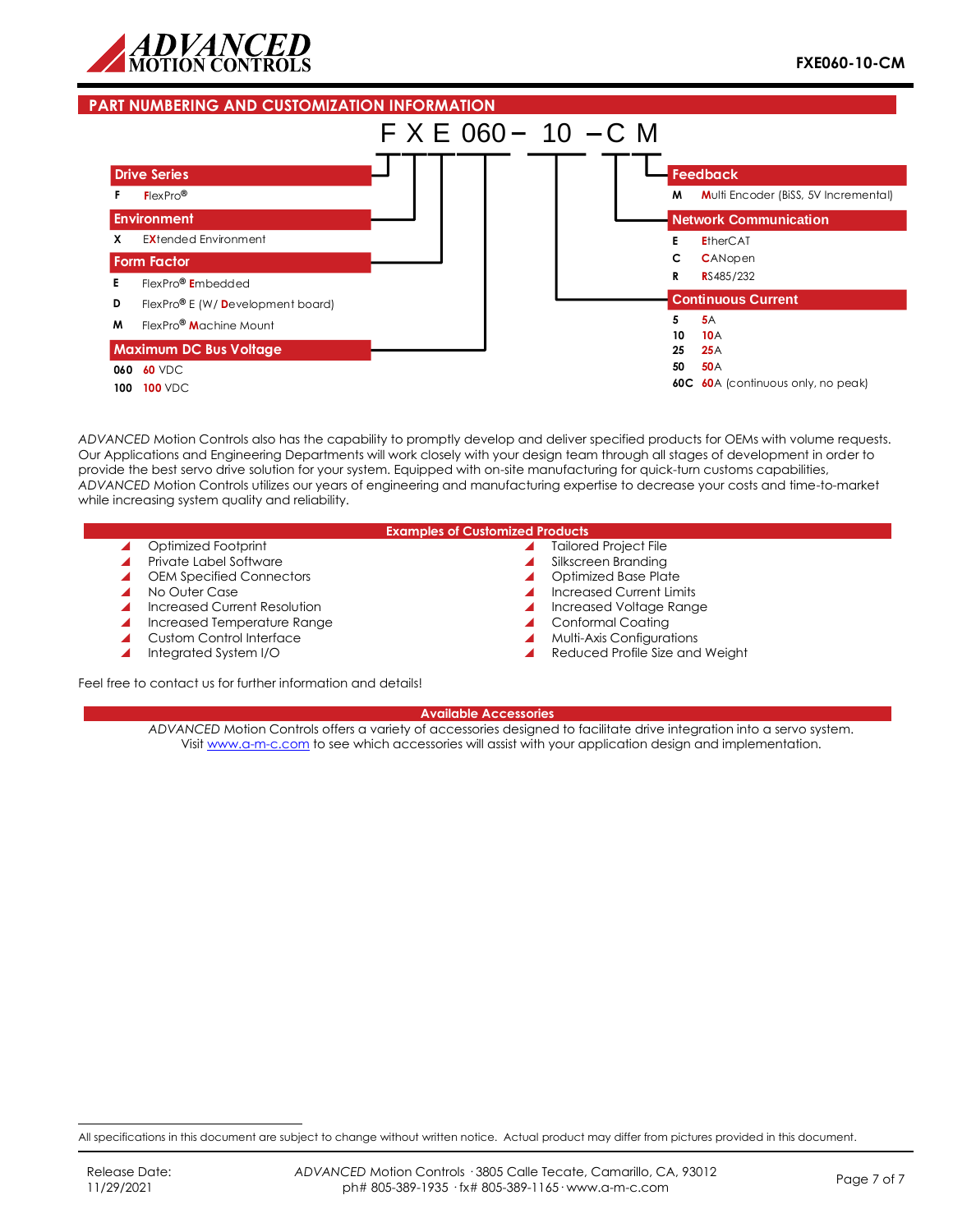## PART NUMBERING AND CUSTOMIZATION INFORMATION

F X E 060 – 10 – C M

**Drive Series**

| | |
|---|---|
| F | FlexPro® |

**Environment**

| | |
|---|---|
| X | EXtended Environment |

**Form Factor**

| | |
|---|---|
| E | FlexPro® Embedded |
| D | FlexPro® E (W/ Development board) |
| M | FlexPro® Machine Mount |

**Maximum DC Bus Voltage**

| | |
|---|---|
| 060 | 60 VDC |
| 100 | 100 VDC |

**Feedback**

| | |
|---|---|
| M | Multi Encoder (BiSS, 5V Incremental) |

**Network Communication**

| | |
|---|---|
| E | EtherCAT |
| C | CANopen |
| R | RS485/232 |

**Continuous Current**

| | |
|---|---|
| 5 | 5A |
| 10 | 10A |
| 25 | 25A |
| 50 | 50A |
| 60C | 60A (continuous only, no peak) |

*ADVANCED* Motion Controls also has the capability to promptly develop and deliver specified products for OEMs with volume requests. Our Applications and Engineering Departments will work closely with your design team through all stages of development in order to provide the best servo drive solution for your system. Equipped with on-site manufacturing for quick-turn customs capabilities, *ADVANCED* Motion Controls utilizes our years of engineering and manufacturing expertise to decrease your costs and time-to-market while increasing system quality and reliability.

**Examples of Customized Products**

- Optimized Footprint
- Private Label Software
- OEM Specified Connectors
- No Outer Case
- Increased Current Resolution
- Increased Temperature Range
- Custom Control Interface
- Integrated System I/O
- Tailored Project File
- Silkscreen Branding
- Optimized Base Plate
- Increased Current Limits
- Increased Voltage Range
- Conformal Coating
- Multi-Axis Configurations
- Reduced Profile Size and Weight

Feel free to contact us for further information and details!

**Available Accessories**

*ADVANCED* Motion Controls offers a variety of accessories designed to facilitate drive integration into a servo system. Visit www.a-m-c.com to see which accessories will assist with your application design and implementation.

All specifications in this document are subject to change without written notice. Actual product may differ from pictures provided in this document.